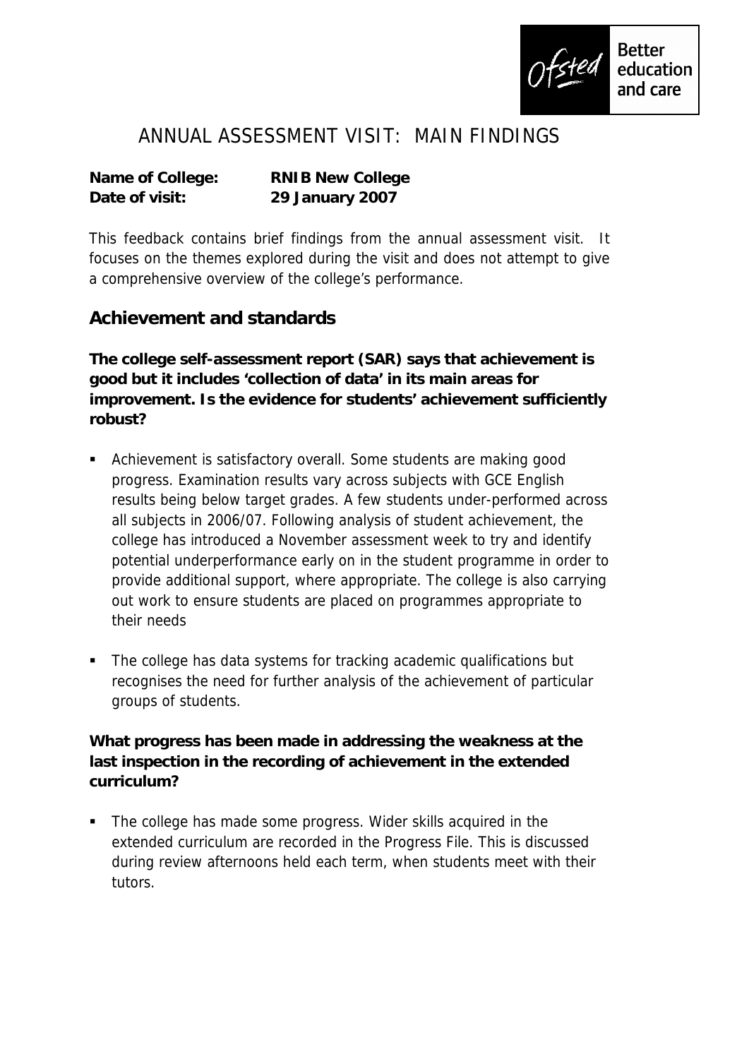# ANNUAL ASSESSMENT VISIT: MAIN FINDINGS

**Name of College:** **RNIB New College**
**Date of visit:** **29 January 2007**

This feedback contains brief findings from the annual assessment visit. It focuses on the themes explored during the visit and does not attempt to give a comprehensive overview of the college's performance.

## Achievement and standards

**The college self-assessment report (SAR) says that achievement is good but it includes 'collection of data' in its main areas for improvement. Is the evidence for students' achievement sufficiently robust?**

- Achievement is satisfactory overall. Some students are making good progress. Examination results vary across subjects with GCE English results being below target grades. A few students under-performed across all subjects in 2006/07. Following analysis of student achievement, the college has introduced a November assessment week to try and identify potential underperformance early on in the student programme in order to provide additional support, where appropriate. The college is also carrying out work to ensure students are placed on programmes appropriate to their needs

- The college has data systems for tracking academic qualifications but recognises the need for further analysis of the achievement of particular groups of students.

**What progress has been made in addressing the weakness at the last inspection in the recording of achievement in the extended curriculum?**

- The college has made some progress. Wider skills acquired in the extended curriculum are recorded in the Progress File. This is discussed during review afternoons held each term, when students meet with their tutors.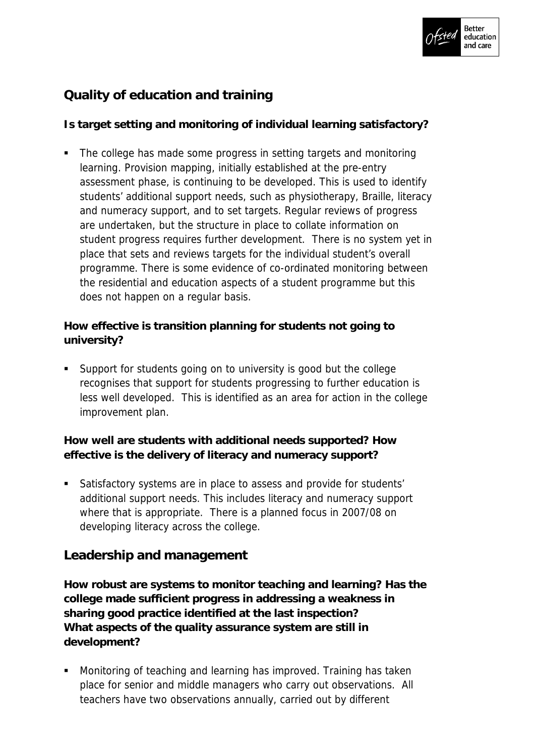## Quality of education and training

**Is target setting and monitoring of individual learning satisfactory?**

- The college has made some progress in setting targets and monitoring learning. Provision mapping, initially established at the pre-entry assessment phase, is continuing to be developed. This is used to identify students' additional support needs, such as physiotherapy, Braille, literacy and numeracy support, and to set targets. Regular reviews of progress are undertaken, but the structure in place to collate information on student progress requires further development. There is no system yet in place that sets and reviews targets for the individual student's overall programme. There is some evidence of co-ordinated monitoring between the residential and education aspects of a student programme but this does not happen on a regular basis.

**How effective is transition planning for students not going to university?**

- Support for students going on to university is good but the college recognises that support for students progressing to further education is less well developed. This is identified as an area for action in the college improvement plan.

**How well are students with additional needs supported? How effective is the delivery of literacy and numeracy support?**

- Satisfactory systems are in place to assess and provide for students' additional support needs. This includes literacy and numeracy support where that is appropriate. There is a planned focus in 2007/08 on developing literacy across the college.

## Leadership and management

**How robust are systems to monitor teaching and learning? Has the college made sufficient progress in addressing a weakness in sharing good practice identified at the last inspection?**
**What aspects of the quality assurance system are still in development?**

- Monitoring of teaching and learning has improved. Training has taken place for senior and middle managers who carry out observations. All teachers have two observations annually, carried out by different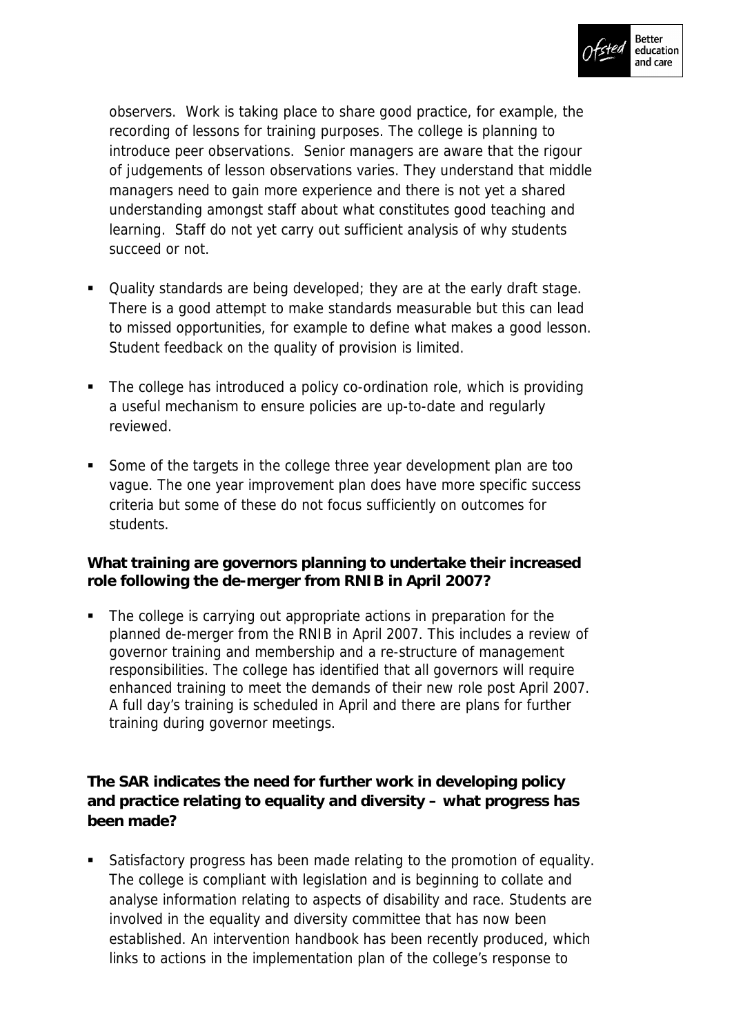observers. Work is taking place to share good practice, for example, the recording of lessons for training purposes. The college is planning to introduce peer observations. Senior managers are aware that the rigour of judgements of lesson observations varies. They understand that middle managers need to gain more experience and there is not yet a shared understanding amongst staff about what constitutes good teaching and learning. Staff do not yet carry out sufficient analysis of why students succeed or not.

- Quality standards are being developed; they are at the early draft stage. There is a good attempt to make standards measurable but this can lead to missed opportunities, for example to define what makes a good lesson. Student feedback on the quality of provision is limited.

- The college has introduced a policy co-ordination role, which is providing a useful mechanism to ensure policies are up-to-date and regularly reviewed.

- Some of the targets in the college three year development plan are too vague. The one year improvement plan does have more specific success criteria but some of these do not focus sufficiently on outcomes for students.

**What training are governors planning to undertake their increased role following the de-merger from RNIB in April 2007?**

- The college is carrying out appropriate actions in preparation for the planned de-merger from the RNIB in April 2007. This includes a review of governor training and membership and a re-structure of management responsibilities. The college has identified that all governors will require enhanced training to meet the demands of their new role post April 2007. A full day's training is scheduled in April and there are plans for further training during governor meetings.

**The SAR indicates the need for further work in developing policy and practice relating to equality and diversity – what progress has been made?**

- Satisfactory progress has been made relating to the promotion of equality. The college is compliant with legislation and is beginning to collate and analyse information relating to aspects of disability and race. Students are involved in the equality and diversity committee that has now been established. An intervention handbook has been recently produced, which links to actions in the implementation plan of the college's response to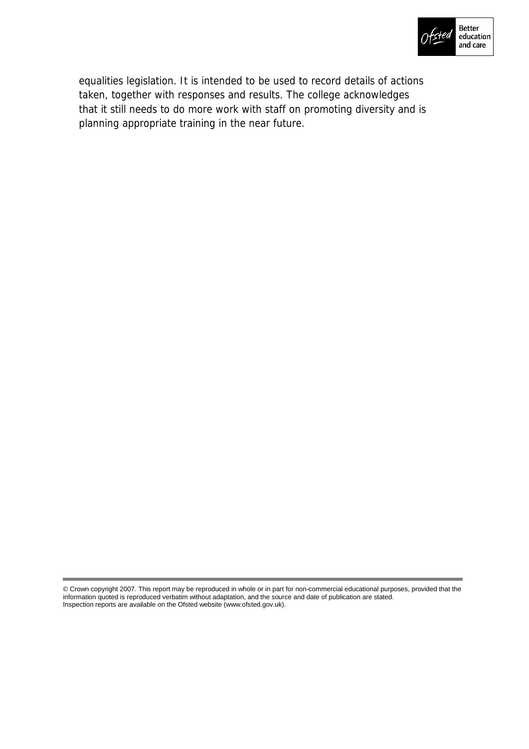equalities legislation. It is intended to be used to record details of actions taken, together with responses and results. The college acknowledges that it still needs to do more work with staff on promoting diversity and is planning appropriate training in the near future.

© Crown copyright 2007. This report may be reproduced in whole or in part for non-commercial educational purposes, provided that the information quoted is reproduced verbatim without adaptation, and the source and date of publication are stated.
Inspection reports are available on the Ofsted website (www.ofsted.gov.uk).